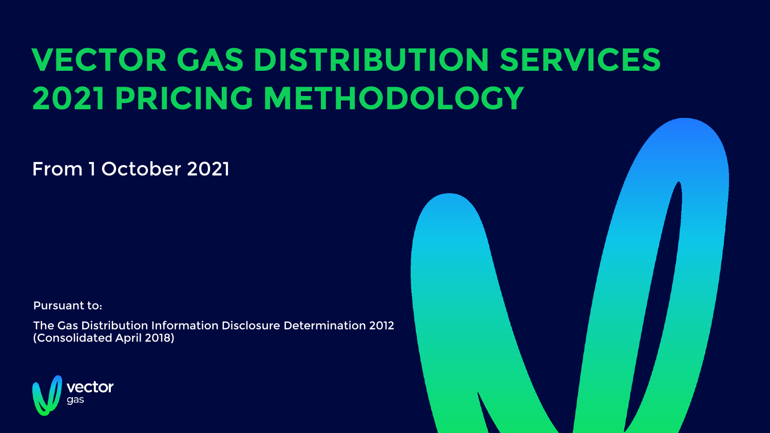# VECTOR GAS DISTRIBUTION SERVICES 2021 PRICING METHODOLOGY

From 1 October 2021

Pursuant to:

The Gas Distribution Information Disclosure Determination 2012 (Consolidated April 2018)

vector gas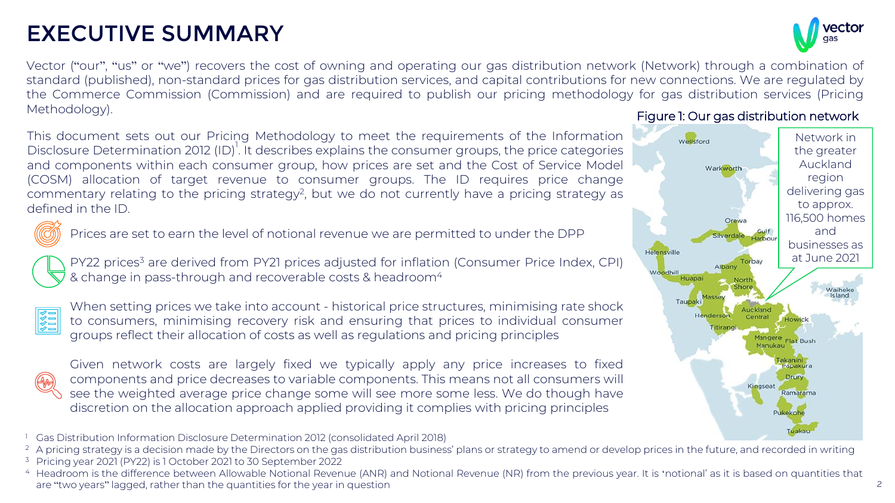# EXECUTIVE SUMMARY

Vector ("our", "us" or "we") recovers the cost of owning and operating our gas distribution network (Network) through a combination of standard (published), non-standard prices for gas distribution services, and capital contributions for new connections. We are regulated by the Commerce Commission (Commission) and are required to publish our pricing methodology for gas distribution services (Pricing Methodology).

This document sets out our Pricing Methodology to meet the requirements of the Information Disclosure Determination 2012 (ID)[1]. It describes explains the consumer groups, the price categories and components within each consumer group, how prices are set and the Cost of Service Model (COSM) allocation of target revenue to consumer groups. The ID requires price change commentary relating to the pricing strategy[2], but we do not currently have a pricing strategy as defined in the ID.

- Prices are set to earn the level of notional revenue we are permitted to under the DPP
- PY22 prices[3] are derived from PY21 prices adjusted for inflation (Consumer Price Index, CPI) & change in pass-through and recoverable costs & headroom[4]
- When setting prices we take into account - historical price structures, minimising rate shock to consumers, minimising recovery risk and ensuring that prices to individual consumer groups reflect their allocation of costs as well as regulations and pricing principles
- Given network costs are largely fixed we typically apply any price increases to fixed components and price decreases to variable components. This means not all consumers will see the weighted average price change some will see more some less. We do though have discretion on the allocation approach applied providing it complies with pricing principles

Figure 1: Our gas distribution network

Network in the greater Auckland region delivering gas to approx. 116,500 homes and businesses as at June 2021

Wellsford, Warkworth, Orewa, Silverdale, Gulf Harbour, Helensville, Albany, Torbay, Woodhill, Huapai, North Shore, Massey, Taupaki, Waiheke Island, Henderson, Auckland Central, Howick, Titirangi, Mangere, Flat Bush, Manukau, Takanini, Papakura, Drury, Kingseat, Ramarama, Pukekohe, Tuakau

[1] Gas Distribution Information Disclosure Determination 2012 (consolidated April 2018)

[2] A pricing strategy is a decision made by the Directors on the gas distribution business' plans or strategy to amend or develop prices in the future, and recorded in writing

[3] Pricing year 2021 (PY22) is 1 October 2021 to 30 September 2022

[4] Headroom is the difference between Allowable Notional Revenue (ANR) and Notional Revenue (NR) from the previous year. It is 'notional' as it is based on quantities that are "two years" lagged, rather than the quantities for the year in question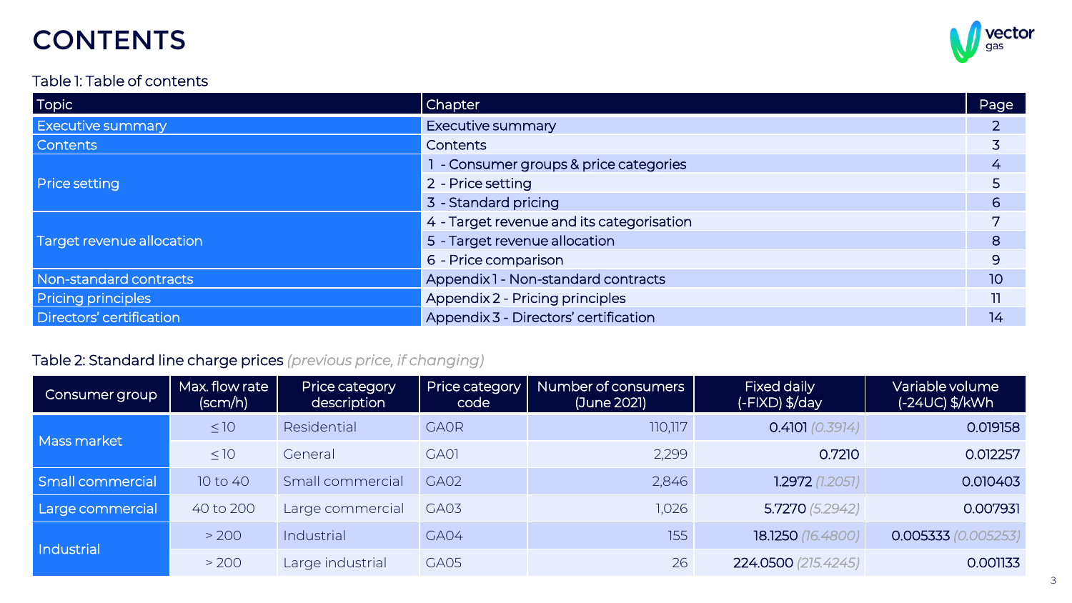# CONTENTS

Table 1: Table of contents

| Topic | Chapter | Page |
|---|---|---|
| Executive summary | Executive summary | 2 |
| Contents | Contents | 3 |
| Price setting | 1 - Consumer groups & price categories | 4 |
| | 2 - Price setting | 5 |
| | 3 - Standard pricing | 6 |
| Target revenue allocation | 4 - Target revenue and its categorisation | 7 |
| | 5 - Target revenue allocation | 8 |
| | 6 - Price comparison | 9 |
| Non-standard contracts | Appendix 1 - Non-standard contracts | 10 |
| Pricing principles | Appendix 2 - Pricing principles | 11 |
| Directors' certification | Appendix 3 - Directors' certification | 14 |

Table 2: Standard line charge prices *(previous price, if changing)*

| Consumer group | Max. flow rate (scm/h) | Price category description | Price category code | Number of consumers (June 2021) | Fixed daily (-FIXD) $/day | Variable volume (-24UC) $/kWh |
|---|---|---|---|---|---|---|
| Mass market | ≤ 10 | Residential | GA0R | 110,117 | 0.4101 *(0.3914)* | 0.019158 |
| | ≤ 10 | General | GA01 | 2,299 | 0.7210 | 0.012257 |
| Small commercial | 10 to 40 | Small commercial | GA02 | 2,846 | 1.2972 *(1.2051)* | 0.010403 |
| Large commercial | 40 to 200 | Large commercial | GA03 | 1,026 | 5.7270 *(5.2942)* | 0.007931 |
| Industrial | > 200 | Industrial | GA04 | 155 | 18.1250 *(16.4800)* | 0.005333 *(0.005253)* |
| | > 200 | Large industrial | GA05 | 26 | 224.0500 *(215.4245)* | 0.001133 |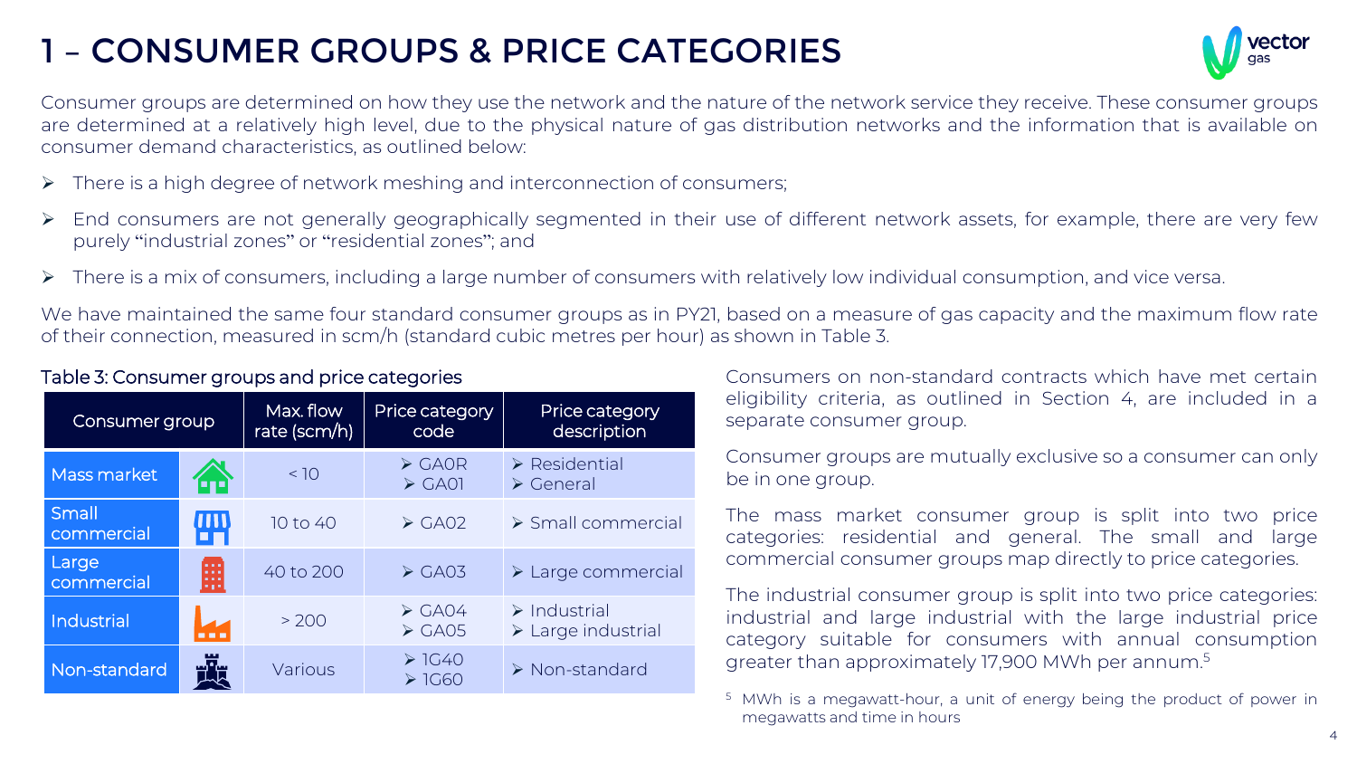# 1 – CONSUMER GROUPS & PRICE CATEGORIES

Consumer groups are determined on how they use the network and the nature of the network service they receive. These consumer groups are determined at a relatively high level, due to the physical nature of gas distribution networks and the information that is available on consumer demand characteristics, as outlined below:

- There is a high degree of network meshing and interconnection of consumers;
- End consumers are not generally geographically segmented in their use of different network assets, for example, there are very few purely "industrial zones" or "residential zones"; and
- There is a mix of consumers, including a large number of consumers with relatively low individual consumption, and vice versa.

We have maintained the same four standard consumer groups as in PY21, based on a measure of gas capacity and the maximum flow rate of their connection, measured in scm/h (standard cubic metres per hour) as shown in Table 3.

Table 3: Consumer groups and price categories

| Consumer group | Max. flow rate (scm/h) | Price category code | Price category description |
|---|---|---|---|
| Mass market | < 10 | GA0R<br>GA01 | Residential<br>General |
| Small commercial | 10 to 40 | GA02 | Small commercial |
| Large commercial | 40 to 200 | GA03 | Large commercial |
| Industrial | > 200 | GA04<br>GA05 | Industrial<br>Large industrial |
| Non-standard | Various | 1G40<br>1G60 | Non-standard |

Consumers on non-standard contracts which have met certain eligibility criteria, as outlined in Section 4, are included in a separate consumer group.

Consumer groups are mutually exclusive so a consumer can only be in one group.

The mass market consumer group is split into two price categories: residential and general. The small and large commercial consumer groups map directly to price categories.

The industrial consumer group is split into two price categories: industrial and large industrial with the large industrial price category suitable for consumers with annual consumption greater than approximately 17,900 MWh per annum.[5]

[5] MWh is a megawatt-hour, a unit of energy being the product of power in megawatts and time in hours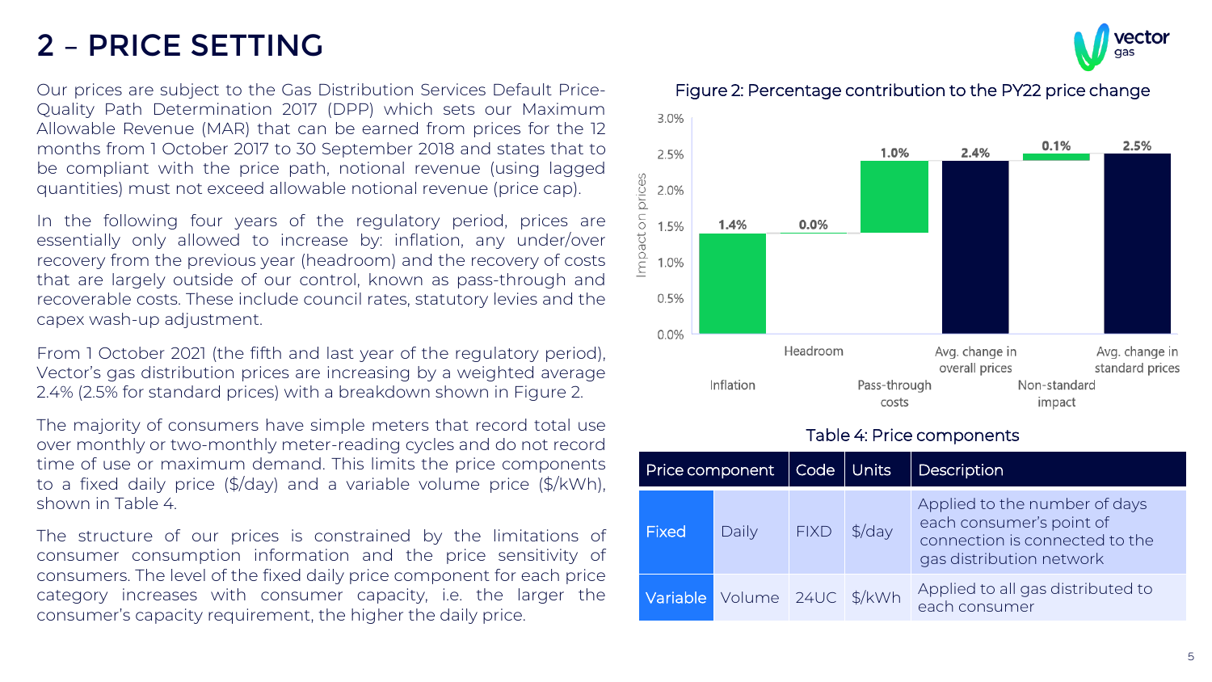# 2 – PRICE SETTING

Our prices are subject to the Gas Distribution Services Default Price-Quality Path Determination 2017 (DPP) which sets our Maximum Allowable Revenue (MAR) that can be earned from prices for the 12 months from 1 October 2017 to 30 September 2018 and states that to be compliant with the price path, notional revenue (using lagged quantities) must not exceed allowable notional revenue (price cap).

In the following four years of the regulatory period, prices are essentially only allowed to increase by: inflation, any under/over recovery from the previous year (headroom) and the recovery of costs that are largely outside of our control, known as pass-through and recoverable costs. These include council rates, statutory levies and the capex wash-up adjustment.

From 1 October 2021 (the fifth and last year of the regulatory period), Vector's gas distribution prices are increasing by a weighted average 2.4% (2.5% for standard prices) with a breakdown shown in Figure 2.

The majority of consumers have simple meters that record total use over monthly or two-monthly meter-reading cycles and do not record time of use or maximum demand. This limits the price components to a fixed daily price ($/day) and a variable volume price ($/kWh), shown in Table 4.

The structure of our prices is constrained by the limitations of consumer consumption information and the price sensitivity of consumers. The level of the fixed daily price component for each price category increases with consumer capacity, i.e. the larger the consumer's capacity requirement, the higher the daily price.

Figure 2: Percentage contribution to the PY22 price change

| Component | Impact on prices |
|---|---|
| Inflation | 1.4% |
| Headroom | 0.0% |
| Pass-through costs | 1.0% |
| Avg. change in overall prices | 2.4% |
| Non-standard impact | 0.1% |
| Avg. change in standard prices | 2.5% |

Table 4: Price components

| Price component | | Code | Units | Description |
|---|---|---|---|---|
| Fixed | Daily | FIXD | $/day | Applied to the number of days each consumer's point of connection is connected to the gas distribution network |
| Variable | Volume | 24UC | $/kWh | Applied to all gas distributed to each consumer |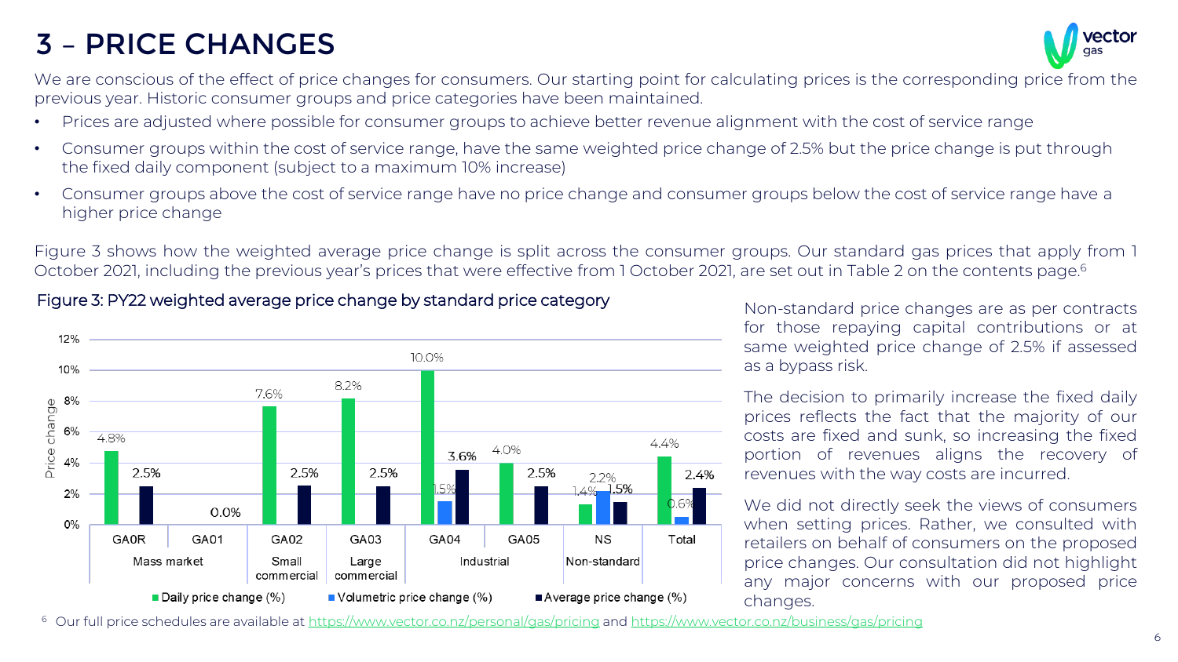# 3 – PRICE CHANGES

We are conscious of the effect of price changes for consumers. Our starting point for calculating prices is the corresponding price from the previous year. Historic consumer groups and price categories have been maintained.

- Prices are adjusted where possible for consumer groups to achieve better revenue alignment with the cost of service range
- Consumer groups within the cost of service range, have the same weighted price change of 2.5% but the price change is put through the fixed daily component (subject to a maximum 10% increase)
- Consumer groups above the cost of service range have no price change and consumer groups below the cost of service range have a higher price change

Figure 3 shows how the weighted average price change is split across the consumer groups. Our standard gas prices that apply from 1 October 2021, including the previous year's prices that were effective from 1 October 2021, are set out in Table 2 on the contents page.[6]

Figure 3: PY22 weighted average price change by standard price category

| Group | Category | Daily price change (%) | Volumetric price change (%) | Average price change (%) |
|---|---|---|---|---|
| Mass market | GA0R | 4.8% | | 2.5% |
| Mass market | GA01 | | | 0.0% |
| Small commercial | GA02 | 7.6% | | 2.5% |
| Large commercial | GA03 | 8.2% | | 2.5% |
| Industrial | GA04 | 10.0% | 1.5% | 3.6% |
| Industrial | GA05 | 4.0% | | 2.5% |
| Non-standard | NS | 1.4% | 2.2% | 1.5% |
| Total | Total | 4.4% | 0.6% | 2.4% |

Non-standard price changes are as per contracts for those repaying capital contributions or at same weighted price change of 2.5% if assessed as a bypass risk.

The decision to primarily increase the fixed daily prices reflects the fact that the majority of our costs are fixed and sunk, so increasing the fixed portion of revenues aligns the recovery of revenues with the way costs are incurred.

We did not directly seek the views of consumers when setting prices. Rather, we consulted with retailers on behalf of consumers on the proposed price changes. Our consultation did not highlight any major concerns with our proposed price changes.

[6] Our full price schedules are available at https://www.vector.co.nz/personal/gas/pricing and https://www.vector.co.nz/business/gas/pricing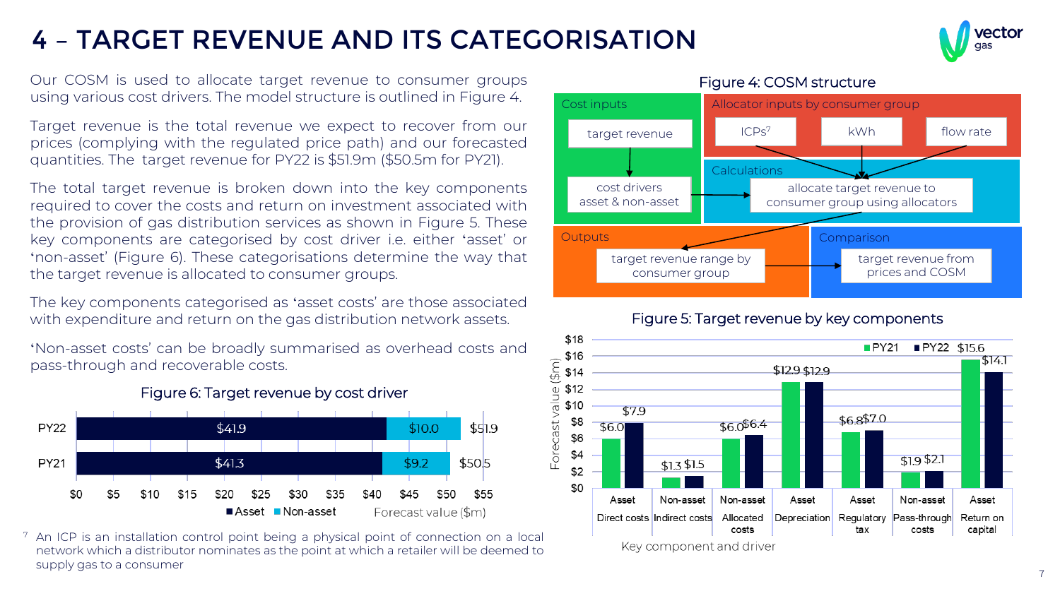# 4 – TARGET REVENUE AND ITS CATEGORISATION

Our COSM is used to allocate target revenue to consumer groups using various cost drivers. The model structure is outlined in Figure 4.

Target revenue is the total revenue we expect to recover from our prices (complying with the regulated price path) and our forecasted quantities. The target revenue for PY22 is $51.9m ($50.5m for PY21).

The total target revenue is broken down into the key components required to cover the costs and return on investment associated with the provision of gas distribution services as shown in Figure 5. These key components are categorised by cost driver i.e. either 'asset' or 'non-asset' (Figure 6). These categorisations determine the way that the target revenue is allocated to consumer groups.

The key components categorised as 'asset costs' are those associated with expenditure and return on the gas distribution network assets.

'Non-asset costs' can be broadly summarised as overhead costs and pass-through and recoverable costs.

Figure 6: Target revenue by cost driver

| | Asset | Non-asset | Total |
|---|---|---|---|
| PY22 | $41.9 | $10.0 | $51.9 |
| PY21 | $41.3 | $9.2 | $50.5 |

Forecast value ($m)

Figure 4: COSM structure

- **Cost inputs**: target revenue → cost drivers asset & non-asset
- **Allocator inputs by consumer group**: ICPs[7], kWh, flow rate
- **Calculations**: allocate target revenue to consumer group using allocators
- **Outputs**: target revenue range by consumer group
- **Comparison**: target revenue from prices and COSM

Figure 5: Target revenue by key components

| Key component and driver | PY21 ($m) | PY22 ($m) |
|---|---|---|
| Asset – Direct costs | $6.0 | $7.9 |
| Non-asset – Indirect costs | $1.3 | $1.5 |
| Non-asset – Allocated costs | $6.0 | $6.4 |
| Asset – Depreciation | $12.9 | $12.9 |
| Asset – Regulatory tax | $6.8 | $7.0 |
| Non-asset – Pass-through costs | $1.9 | $2.1 |
| Asset – Return on capital | $15.6 | $14.1 |

[7] An ICP is an installation control point being a physical point of connection on a local network which a distributor nominates as the point at which a retailer will be deemed to supply gas to a consumer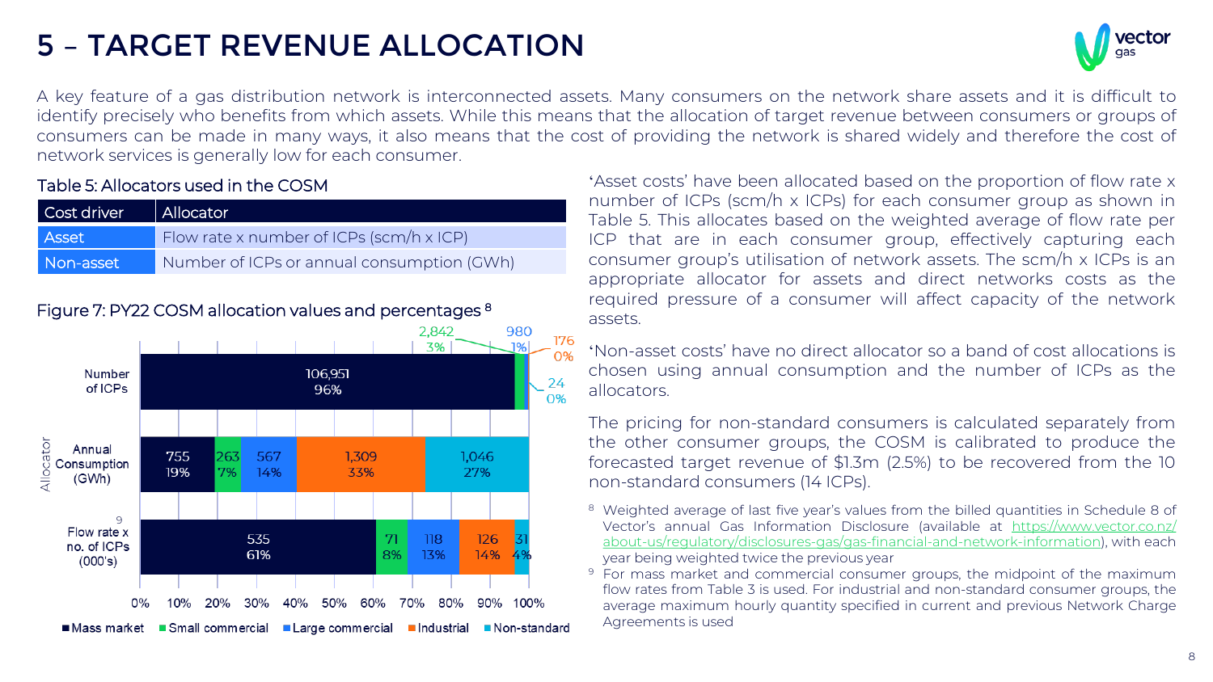# 5 – TARGET REVENUE ALLOCATION

A key feature of a gas distribution network is interconnected assets. Many consumers on the network share assets and it is difficult to identify precisely who benefits from which assets. While this means that the allocation of target revenue between consumers or groups of consumers can be made in many ways, it also means that the cost of providing the network is shared widely and therefore the cost of network services is generally low for each consumer.

Table 5: Allocators used in the COSM

| Cost driver | Allocator |
|---|---|
| Asset | Flow rate x number of ICPs (scm/h x ICP) |
| Non-asset | Number of ICPs or annual consumption (GWh) |

Figure 7: PY22 COSM allocation values and percentages [8]

| Allocator | Mass market | Small commercial | Large commercial | Industrial | Non-standard |
|---|---|---|---|---|---|
| Number of ICPs | 106,951 (96%) | 2,842 (3%) | 980 (1%) | 176 (0%) | 24 (0%) |
| Annual Consumption (GWh) | 755 (19%) | 263 (7%) | 567 (14%) | 1,309 (33%) | 1,046 (27%) |
| Flow rate x no. of ICPs (000's) [9] | 535 (61%) | 71 (8%) | 118 (13%) | 126 (14%) | 31 (4%) |

'Asset costs' have been allocated based on the proportion of flow rate x number of ICPs (scm/h x ICPs) for each consumer group as shown in Table 5. This allocates based on the weighted average of flow rate per ICP that are in each consumer group, effectively capturing each consumer group's utilisation of network assets. The scm/h x ICPs is an appropriate allocator for assets and direct networks costs as the required pressure of a consumer will affect capacity of the network assets.

'Non-asset costs' have no direct allocator so a band of cost allocations is chosen using annual consumption and the number of ICPs as the allocators.

The pricing for non-standard consumers is calculated separately from the other consumer groups, the COSM is calibrated to produce the forecasted target revenue of $1.3m (2.5%) to be recovered from the 10 non-standard consumers (14 ICPs).

[8] Weighted average of last five year's values from the billed quantities in Schedule 8 of Vector's annual Gas Information Disclosure (available at https://www.vector.co.nz/about-us/regulatory/disclosures-gas/gas-financial-and-network-information), with each year being weighted twice the previous year

[9] For mass market and commercial consumer groups, the midpoint of the maximum flow rates from Table 3 is used. For industrial and non-standard consumer groups, the average maximum hourly quantity specified in current and previous Network Charge Agreements is used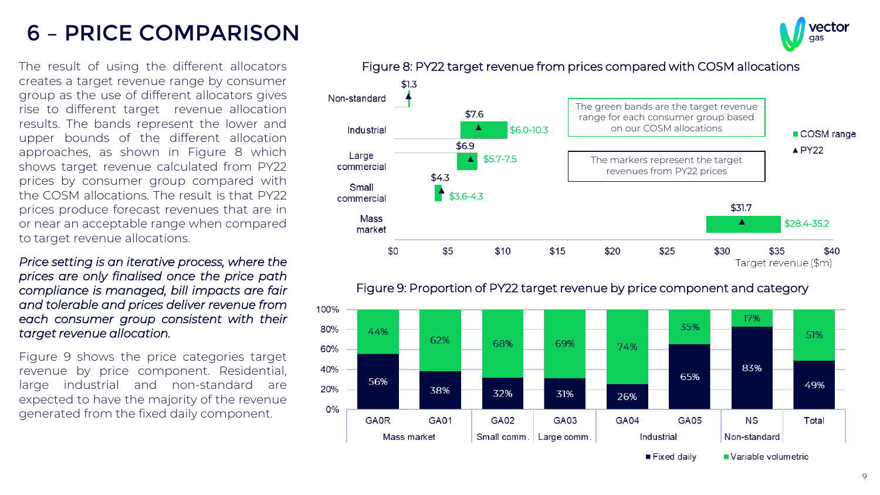# 6 – PRICE COMPARISON

The result of using the different allocators creates a target revenue range by consumer group as the use of different allocators gives rise to different target revenue allocation results. The bands represent the lower and upper bounds of the different allocation approaches, as shown in Figure 8 which shows target revenue calculated from PY22 prices by consumer group compared with the COSM allocations. The result is that PY22 prices produce forecast revenues that are in or near an acceptable range when compared to target revenue allocations.

*Price setting is an iterative process, where the prices are only finalised once the price path compliance is managed, bill impacts are fair and tolerable and prices deliver revenue from each consumer group consistent with their target revenue allocation.*

Figure 9 shows the price categories target revenue by price component. Residential, large industrial and non-standard are expected to have the majority of the revenue generated from the fixed daily component.

Figure 8: PY22 target revenue from prices compared with COSM allocations

| Consumer group | PY22 ($m) | COSM range ($m) |
|---|---|---|
| Non-standard | $1.3 | |
| Industrial | $7.6 | $6.0-10.3 |
| Large commercial | $6.9 | $5.7-7.5 |
| Small commercial | $4.3 | $3.6-4.3 |
| Mass market | $31.7 | $28.4-35.2 |

The green bands are the target revenue range for each consumer group based on our COSM allocations

The markers represent the target revenues from PY22 prices

Figure 9: Proportion of PY22 target revenue by price component and category

| Category | Group | Fixed daily | Variable volumetric |
|---|---|---|---|
| GA0R | Mass market | 56% | 44% |
| GA01 | Mass market | 38% | 62% |
| GA02 | Small comm. | 32% | 68% |
| GA03 | Large comm. | 31% | 69% |
| GA04 | Industrial | 26% | 74% |
| GA05 | Industrial | 65% | 35% |
| NS | Non-standard | 83% | 17% |
| Total | | 49% | 51% |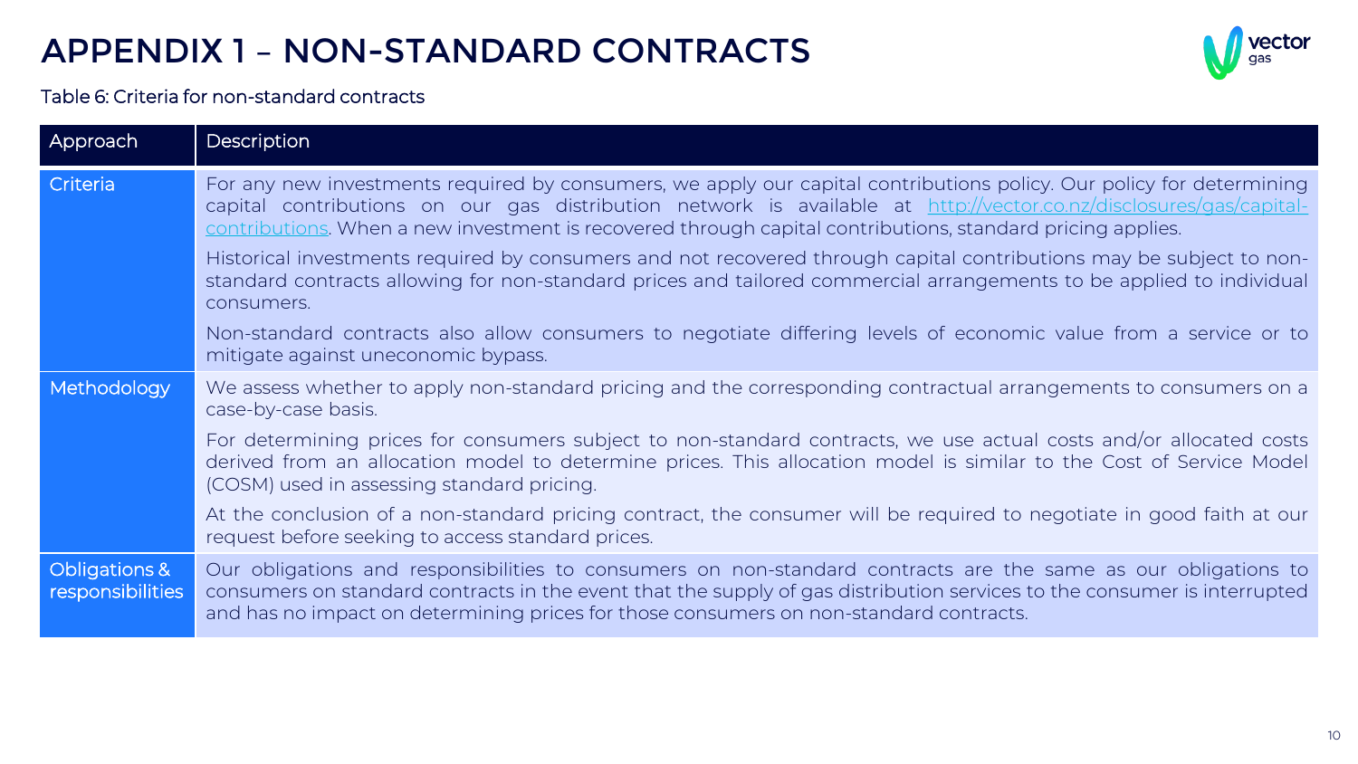# APPENDIX 1 – NON-STANDARD CONTRACTS

Table 6: Criteria for non-standard contracts

| Approach | Description |
|---|---|
| Criteria | For any new investments required by consumers, we apply our capital contributions policy. Our policy for determining capital contributions on our gas distribution network is available at [http://vector.co.nz/disclosures/gas/capital-contributions](http://vector.co.nz/disclosures/gas/capital-contributions). When a new investment is recovered through capital contributions, standard pricing applies.<br><br>Historical investments required by consumers and not recovered through capital contributions may be subject to non-standard contracts allowing for non-standard prices and tailored commercial arrangements to be applied to individual consumers.<br><br>Non-standard contracts also allow consumers to negotiate differing levels of economic value from a service or to mitigate against uneconomic bypass. |
| Methodology | We assess whether to apply non-standard pricing and the corresponding contractual arrangements to consumers on a case-by-case basis.<br><br>For determining prices for consumers subject to non-standard contracts, we use actual costs and/or allocated costs derived from an allocation model to determine prices. This allocation model is similar to the Cost of Service Model (COSM) used in assessing standard pricing.<br><br>At the conclusion of a non-standard pricing contract, the consumer will be required to negotiate in good faith at our request before seeking to access standard prices. |
| Obligations & responsibilities | Our obligations and responsibilities to consumers on non-standard contracts are the same as our obligations to consumers on standard contracts in the event that the supply of gas distribution services to the consumer is interrupted and has no impact on determining prices for those consumers on non-standard contracts. |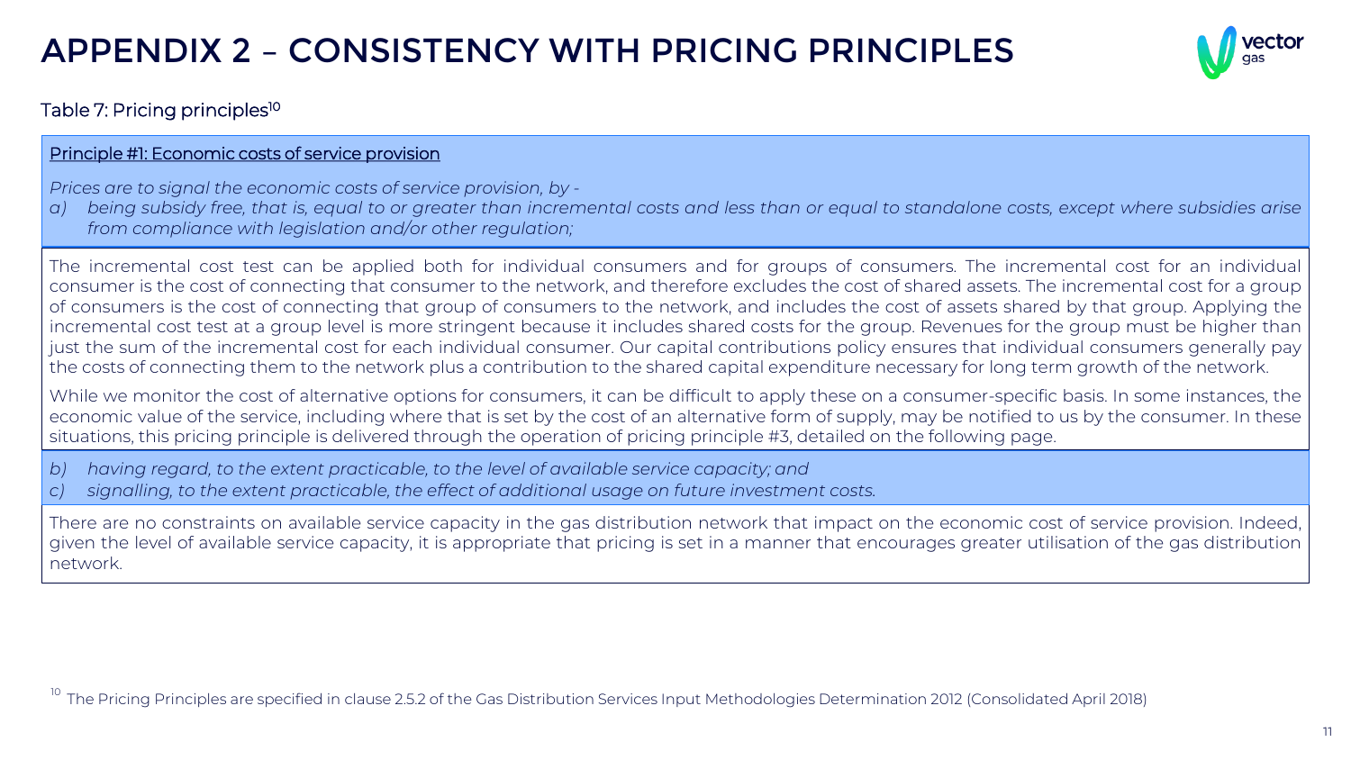# APPENDIX 2 – CONSISTENCY WITH PRICING PRINCIPLES

Table 7: Pricing principles[10]

<u>Principle #1: Economic costs of service provision</u>

*Prices are to signal the economic costs of service provision, by -*

*a) being subsidy free, that is, equal to or greater than incremental costs and less than or equal to standalone costs, except where subsidies arise from compliance with legislation and/or other regulation;*

The incremental cost test can be applied both for individual consumers and for groups of consumers. The incremental cost for an individual consumer is the cost of connecting that consumer to the network, and therefore excludes the cost of shared assets. The incremental cost for a group of consumers is the cost of connecting that group of consumers to the network, and includes the cost of assets shared by that group. Applying the incremental cost test at a group level is more stringent because it includes shared costs for the group. Revenues for the group must be higher than just the sum of the incremental cost for each individual consumer. Our capital contributions policy ensures that individual consumers generally pay the costs of connecting them to the network plus a contribution to the shared capital expenditure necessary for long term growth of the network.

While we monitor the cost of alternative options for consumers, it can be difficult to apply these on a consumer-specific basis. In some instances, the economic value of the service, including where that is set by the cost of an alternative form of supply, may be notified to us by the consumer. In these situations, this pricing principle is delivered through the operation of pricing principle #3, detailed on the following page.

*b) having regard, to the extent practicable, to the level of available service capacity; and*

*c) signalling, to the extent practicable, the effect of additional usage on future investment costs.*

There are no constraints on available service capacity in the gas distribution network that impact on the economic cost of service provision. Indeed, given the level of available service capacity, it is appropriate that pricing is set in a manner that encourages greater utilisation of the gas distribution network.

[10] The Pricing Principles are specified in clause 2.5.2 of the Gas Distribution Services Input Methodologies Determination 2012 (Consolidated April 2018)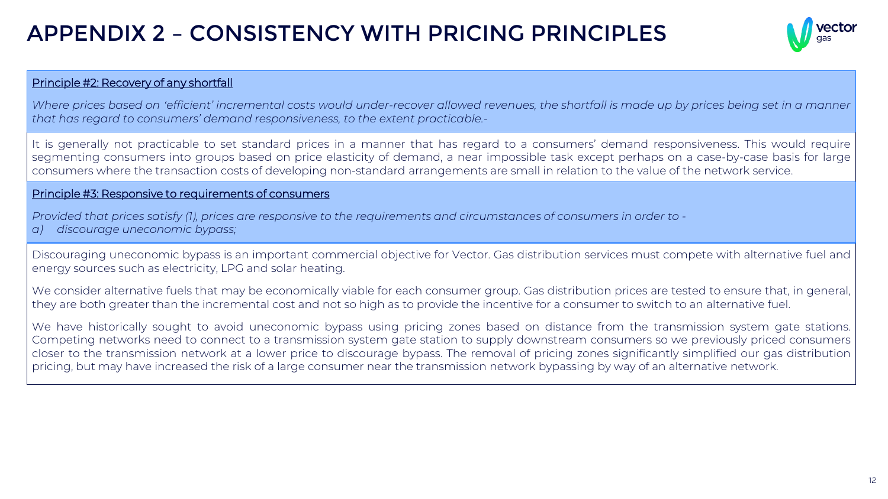# APPENDIX 2 – CONSISTENCY WITH PRICING PRINCIPLES

Principle #2: Recovery of any shortfall

*Where prices based on 'efficient' incremental costs would under-recover allowed revenues, the shortfall is made up by prices being set in a manner that has regard to consumers' demand responsiveness, to the extent practicable.-*

It is generally not practicable to set standard prices in a manner that has regard to a consumers' demand responsiveness. This would require segmenting consumers into groups based on price elasticity of demand, a near impossible task except perhaps on a case-by-case basis for large consumers where the transaction costs of developing non-standard arrangements are small in relation to the value of the network service.

Principle #3: Responsive to requirements of consumers

*Provided that prices satisfy (1), prices are responsive to the requirements and circumstances of consumers in order to -*

*a) discourage uneconomic bypass;*

Discouraging uneconomic bypass is an important commercial objective for Vector. Gas distribution services must compete with alternative fuel and energy sources such as electricity, LPG and solar heating.

We consider alternative fuels that may be economically viable for each consumer group. Gas distribution prices are tested to ensure that, in general, they are both greater than the incremental cost and not so high as to provide the incentive for a consumer to switch to an alternative fuel.

We have historically sought to avoid uneconomic bypass using pricing zones based on distance from the transmission system gate stations. Competing networks need to connect to a transmission system gate station to supply downstream consumers so we previously priced consumers closer to the transmission network at a lower price to discourage bypass. The removal of pricing zones significantly simplified our gas distribution pricing, but may have increased the risk of a large consumer near the transmission network bypassing by way of an alternative network.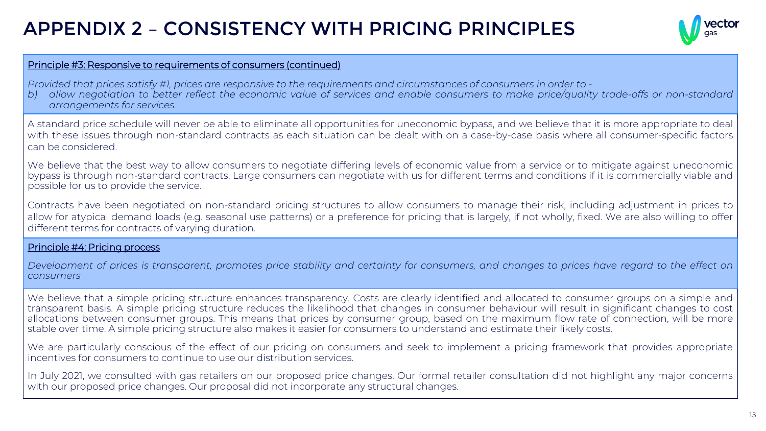# APPENDIX 2 – CONSISTENCY WITH PRICING PRINCIPLES

**Principle #3: Responsive to requirements of consumers (continued)**

*Provided that prices satisfy #1, prices are responsive to the requirements and circumstances of consumers in order to -*

*b) allow negotiation to better reflect the economic value of services and enable consumers to make price/quality trade-offs or non-standard arrangements for services.*

A standard price schedule will never be able to eliminate all opportunities for uneconomic bypass, and we believe that it is more appropriate to deal with these issues through non-standard contracts as each situation can be dealt with on a case-by-case basis where all consumer-specific factors can be considered.

We believe that the best way to allow consumers to negotiate differing levels of economic value from a service or to mitigate against uneconomic bypass is through non-standard contracts. Large consumers can negotiate with us for different terms and conditions if it is commercially viable and possible for us to provide the service.

Contracts have been negotiated on non-standard pricing structures to allow consumers to manage their risk, including adjustment in prices to allow for atypical demand loads (e.g. seasonal use patterns) or a preference for pricing that is largely, if not wholly, fixed. We are also willing to offer different terms for contracts of varying duration.

**Principle #4: Pricing process**

*Development of prices is transparent, promotes price stability and certainty for consumers, and changes to prices have regard to the effect on consumers*

We believe that a simple pricing structure enhances transparency. Costs are clearly identified and allocated to consumer groups on a simple and transparent basis. A simple pricing structure reduces the likelihood that changes in consumer behaviour will result in significant changes to cost allocations between consumer groups. This means that prices by consumer group, based on the maximum flow rate of connection, will be more stable over time. A simple pricing structure also makes it easier for consumers to understand and estimate their likely costs.

We are particularly conscious of the effect of our pricing on consumers and seek to implement a pricing framework that provides appropriate incentives for consumers to continue to use our distribution services.

In July 2021, we consulted with gas retailers on our proposed price changes. Our formal retailer consultation did not highlight any major concerns with our proposed price changes. Our proposal did not incorporate any structural changes.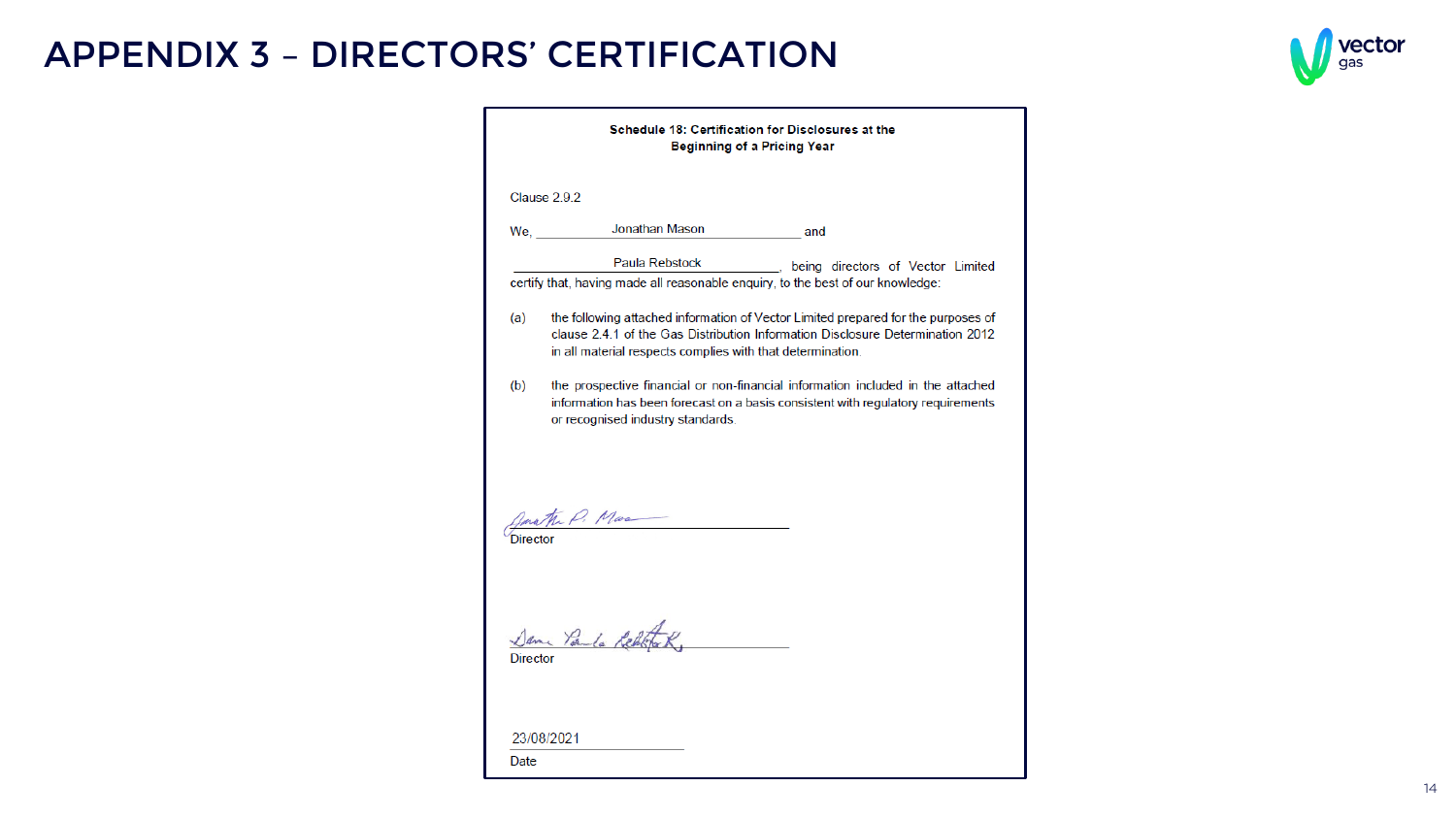# APPENDIX 3 – DIRECTORS' CERTIFICATION

**Schedule 18: Certification for Disclosures at the Beginning of a Pricing Year**

Clause 2.9.2

We, Jonathan Mason and Paula Rebstock, being directors of Vector Limited certify that, having made all reasonable enquiry, to the best of our knowledge:

(a) the following attached information of Vector Limited prepared for the purposes of clause 2.4.1 of the Gas Distribution Information Disclosure Determination 2012 in all material respects complies with that determination.

(b) the prospective financial or non-financial information included in the attached information has been forecast on a basis consistent with regulatory requirements or recognised industry standards.

Director

Director

23/08/2021

Date